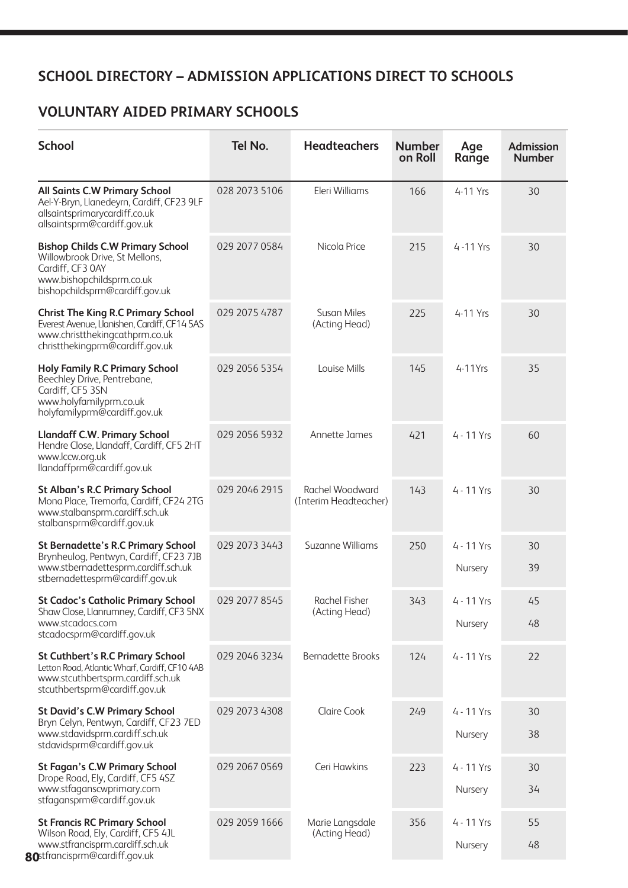## SCHOOL DIRECTORY – ADMISSION APPLICATIONS DIRECT TO SCHOOLS

### VOLUNTARY AIDED PRIMARY SCHOOLS

| School | Tel No. | Headteachers | Number on Roll | Age Range | Admission Number |
|---|---|---|---|---|---|
| **All Saints C.W Primary School**<br>Ael-Y-Bryn, Llanedeyrn, Cardiff, CF23 9LF<br>allsaintsprimarycardiff.co.uk<br>allsaintsprm@cardiff.gov.uk | 028 2073 5106 | Eleri Williams | 166 | 4-11 Yrs | 30 |
| **Bishop Childs C.W Primary School**<br>Willowbrook Drive, St Mellons, Cardiff, CF3 0AY<br>www.bishopchildsprm.co.uk<br>bishopchildsprm@cardiff.gov.uk | 029 2077 0584 | Nicola Price | 215 | 4 -11 Yrs | 30 |
| **Christ The King R.C Primary School**<br>Everest Avenue, Llanishen, Cardiff, CF14 5AS<br>www.christthekingcathprm.co.uk<br>christthekingprm@cardiff.gov.uk | 029 2075 4787 | Susan Miles (Acting Head) | 225 | 4-11 Yrs | 30 |
| **Holy Family R.C Primary School**<br>Beechley Drive, Pentrebane, Cardiff, CF5 3SN<br>www.holyfamilyprm.co.uk<br>holyfamilyprm@cardiff.gov.uk | 029 2056 5354 | Louise Mills | 145 | 4-11Yrs | 35 |
| **Llandaff C.W. Primary School**<br>Hendre Close, Llandaff, Cardiff, CF5 2HT<br>www.lccw.org.uk<br>llandaffprm@cardiff.gov.uk | 029 2056 5932 | Annette James | 421 | 4 - 11 Yrs | 60 |
| **St Alban's R.C Primary School**<br>Mona Place, Tremorfa, Cardiff, CF24 2TG<br>www.stalbansprm.cardiff.sch.uk<br>stalbansprm@cardiff.gov.uk | 029 2046 2915 | Rachel Woodward (Interim Headteacher) | 143 | 4 - 11 Yrs | 30 |
| **St Bernadette's R.C Primary School**<br>Brynheulog, Pentwyn, Cardiff, CF23 7JB<br>www.stbernadettesprm.cardiff.sch.uk<br>stbernadettesprm@cardiff.gov.uk | 029 2073 3443 | Suzanne Williams | 250 | 4 - 11 Yrs<br>Nursery | 30<br>39 |
| **St Cadoc's Catholic Primary School**<br>Shaw Close, Llanrumney, Cardiff, CF3 5NX<br>www.stcadocs.com<br>stcadocsprm@cardiff.gov.uk | 029 2077 8545 | Rachel Fisher (Acting Head) | 343 | 4 - 11 Yrs<br>Nursery | 45<br>48 |
| **St Cuthbert's R.C Primary School**<br>Letton Road, Atlantic Wharf, Cardiff, CF10 4AB<br>www.stcuthbertsprm.cardiff.sch.uk<br>stcuthbertsprm@cardiff.gov.uk | 029 2046 3234 | Bernadette Brooks | 124 | 4 - 11 Yrs | 22 |
| **St David's C.W Primary School**<br>Bryn Celyn, Pentwyn, Cardiff, CF23 7ED<br>www.stdavidsprm.cardiff.sch.uk<br>stdavidsprm@cardiff.gov.uk | 029 2073 4308 | Claire Cook | 249 | 4 - 11 Yrs<br>Nursery | 30<br>38 |
| **St Fagan's C.W Primary School**<br>Drope Road, Ely, Cardiff, CF5 4SZ<br>www.stfaganscwprimary.com<br>stfagansprm@cardiff.gov.uk | 029 2067 0569 | Ceri Hawkins | 223 | 4 - 11 Yrs<br>Nursery | 30<br>34 |
| **St Francis RC Primary School**<br>Wilson Road, Ely, Cardiff, CF5 4JL<br>www.stfrancisprm.cardiff.sch.uk<br>stfrancisprm@cardiff.gov.uk | 029 2059 1666 | Marie Langsdale (Acting Head) | 356 | 4 - 11 Yrs<br>Nursery | 55<br>48 |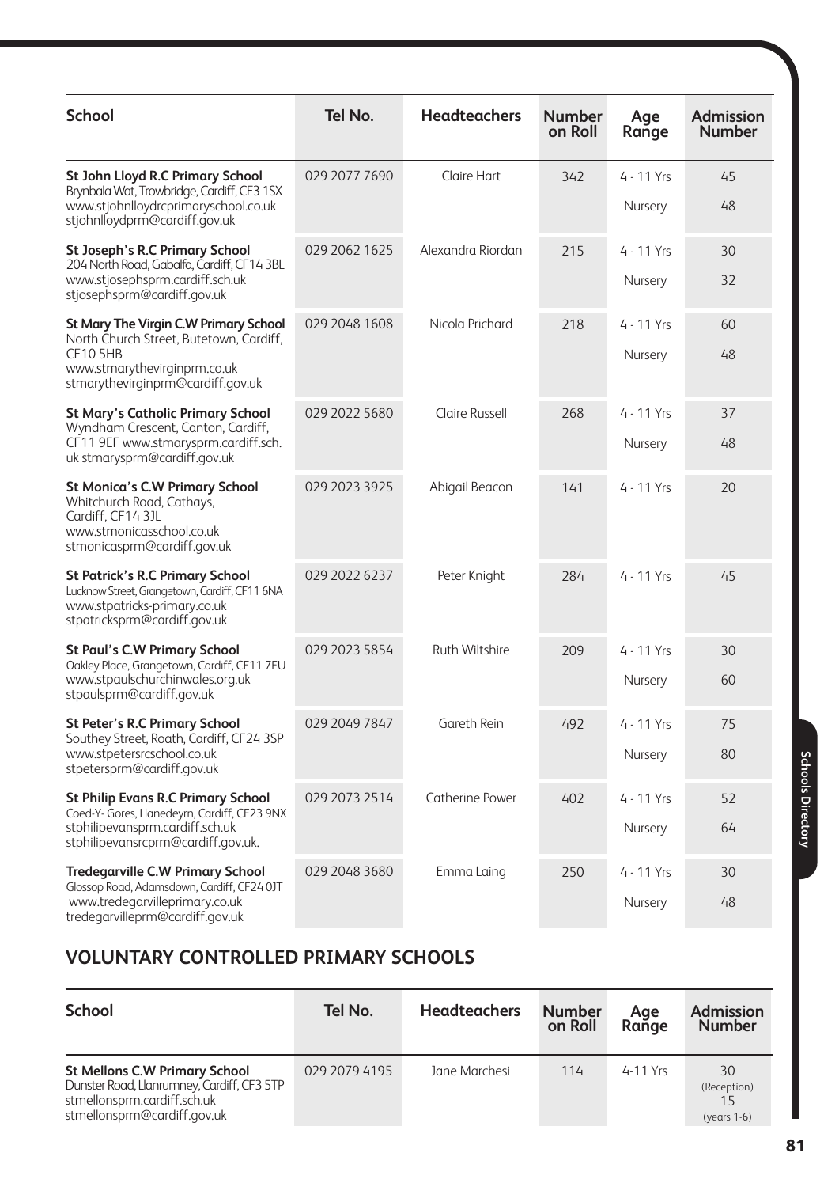| School | Tel No. | Headteachers | Number on Roll | Age Range | Admission Number |
|---|---|---|---|---|---|
| **St John Lloyd R.C Primary School** Brynbala Wat, Trowbridge, Cardiff, CF3 1SX www.stjohnlloydrcprimaryschool.co.uk stjohnlloydprm@cardiff.gov.uk | 029 2077 7690 | Claire Hart | 342 | 4 - 11 Yrs | 45 |
| | | | | Nursery | 48 |
| **St Joseph's R.C Primary School** 204 North Road, Gabalfa, Cardiff, CF14 3BL www.stjosephsprm.cardiff.sch.uk stjosephsprm@cardiff.gov.uk | 029 2062 1625 | Alexandra Riordan | 215 | 4 - 11 Yrs | 30 |
| | | | | Nursery | 32 |
| **St Mary The Virgin C.W Primary School** North Church Street, Butetown, Cardiff, CF10 5HB www.stmarythevirginprm.co.uk stmarythevirginprm@cardiff.gov.uk | 029 2048 1608 | Nicola Prichard | 218 | 4 - 11 Yrs | 60 |
| | | | | Nursery | 48 |
| **St Mary's Catholic Primary School** Wyndham Crescent, Canton, Cardiff, CF11 9EF www.stmarysprm.cardiff.sch.uk stmarysprm@cardiff.gov.uk | 029 2022 5680 | Claire Russell | 268 | 4 - 11 Yrs | 37 |
| | | | | Nursery | 48 |
| **St Monica's C.W Primary School** Whitchurch Road, Cathays, Cardiff, CF14 3JL www.stmonicasschool.co.uk stmonicasprm@cardiff.gov.uk | 029 2023 3925 | Abigail Beacon | 141 | 4 - 11 Yrs | 20 |
| **St Patrick's R.C Primary School** Lucknow Street, Grangetown, Cardiff, CF11 6NA www.stpatricks-primary.co.uk stpatricksprm@cardiff.gov.uk | 029 2022 6237 | Peter Knight | 284 | 4 - 11 Yrs | 45 |
| **St Paul's C.W Primary School** Oakley Place, Grangetown, Cardiff, CF11 7EU www.stpaulschurchinwales.org.uk stpaulsprm@cardiff.gov.uk | 029 2023 5854 | Ruth Wiltshire | 209 | 4 - 11 Yrs | 30 |
| | | | | Nursery | 60 |
| **St Peter's R.C Primary School** Southey Street, Roath, Cardiff, CF24 3SP www.stpetersrcschool.co.uk stpetersprm@cardiff.gov.uk | 029 2049 7847 | Gareth Rein | 492 | 4 - 11 Yrs | 75 |
| | | | | Nursery | 80 |
| **St Philip Evans R.C Primary School** Coed-Y- Gores, Llanedeyrn, Cardiff, CF23 9NX stphilipevansprm.cardiff.sch.uk stphilipevansrcprm@cardiff.gov.uk. | 029 2073 2514 | Catherine Power | 402 | 4 - 11 Yrs | 52 |
| | | | | Nursery | 64 |
| **Tredegarville C.W Primary School** Glossop Road, Adamsdown, Cardiff, CF24 0JT www.tredegarvilleprimary.co.uk tredegarvilleprm@cardiff.gov.uk | 029 2048 3680 | Emma Laing | 250 | 4 - 11 Yrs | 30 |
| | | | | Nursery | 48 |

## VOLUNTARY CONTROLLED PRIMARY SCHOOLS

| School | Tel No. | Headteachers | Number on Roll | Age Range | Admission Number |
|---|---|---|---|---|---|
| **St Mellons C.W Primary School** Dunster Road, Llanrumney, Cardiff, CF3 5TP stmellonsprm.cardiff.sch.uk stmellonsprm@cardiff.gov.uk | 029 2079 4195 | Jane Marchesi | 114 | 4-11 Yrs | 30 (Reception) 15 (years 1-6) |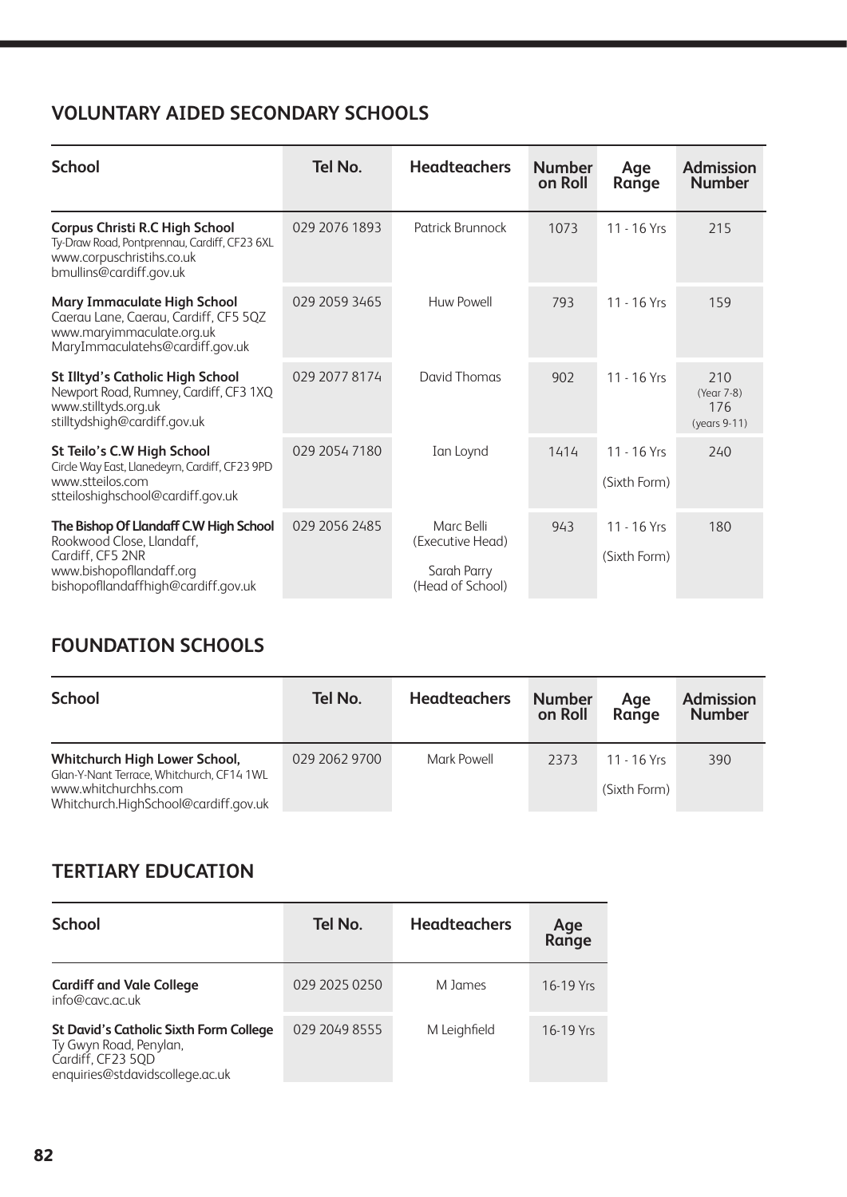## VOLUNTARY AIDED SECONDARY SCHOOLS

| School | Tel No. | Headteachers | Number on Roll | Age Range | Admission Number |
|---|---|---|---|---|---|
| **Corpus Christi R.C High School** Ty-Draw Road, Pontprennau, Cardiff, CF23 6XL www.corpuschristihs.co.uk bmullins@cardiff.gov.uk | 029 2076 1893 | Patrick Brunnock | 1073 | 11 - 16 Yrs | 215 |
| **Mary Immaculate High School** Caerau Lane, Caerau, Cardiff, CF5 5QZ www.maryimmaculate.org.uk MaryImmaculatehs@cardiff.gov.uk | 029 2059 3465 | Huw Powell | 793 | 11 - 16 Yrs | 159 |
| **St Illtyd's Catholic High School** Newport Road, Rumney, Cardiff, CF3 1XQ www.stilltyds.org.uk stilltydshigh@cardiff.gov.uk | 029 2077 8174 | David Thomas | 902 | 11 - 16 Yrs | 210 (Year 7-8) 176 (years 9-11) |
| **St Teilo's C.W High School** Circle Way East, Llanedeyrn, Cardiff, CF23 9PD www.stteilos.com stteiloshighschool@cardiff.gov.uk | 029 2054 7180 | Ian Loynd | 1414 | 11 - 16 Yrs (Sixth Form) | 240 |
| **The Bishop Of Llandaff C.W High School** Rookwood Close, Llandaff, Cardiff, CF5 2NR www.bishopofllandaff.org bishopofllandaffhigh@cardiff.gov.uk | 029 2056 2485 | Marc Belli (Executive Head) Sarah Parry (Head of School) | 943 | 11 - 16 Yrs (Sixth Form) | 180 |

## FOUNDATION SCHOOLS

| School | Tel No. | Headteachers | Number on Roll | Age Range | Admission Number |
|---|---|---|---|---|---|
| **Whitchurch High Lower School,** Glan-Y-Nant Terrace, Whitchurch, CF14 1WL www.whitchurchhs.com Whitchurch.HighSchool@cardiff.gov.uk | 029 2062 9700 | Mark Powell | 2373 | 11 - 16 Yrs (Sixth Form) | 390 |

## TERTIARY EDUCATION

| School | Tel No. | Headteachers | Age Range |
|---|---|---|---|
| **Cardiff and Vale College** info@cavc.ac.uk | 029 2025 0250 | M James | 16-19 Yrs |
| **St David's Catholic Sixth Form College** Ty Gwyn Road, Penylan, Cardiff, CF23 5QD enquiries@stdavidscollege.ac.uk | 029 2049 8555 | M Leighfield | 16-19 Yrs |